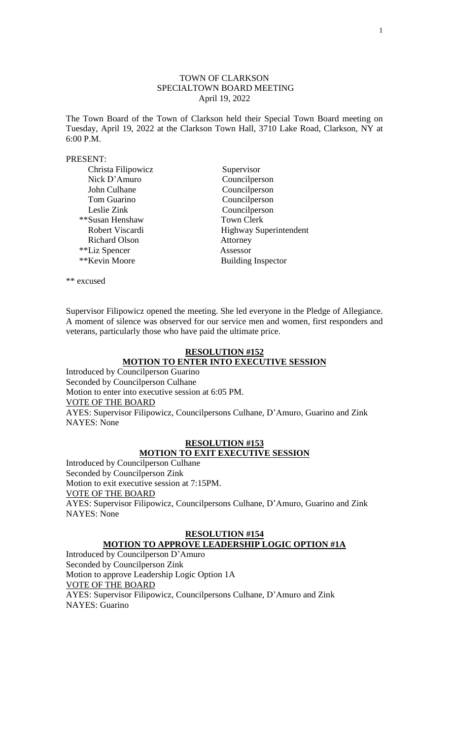TOWN OF CLARKSON
SPECIALTOWN BOARD MEETING
April 19, 2022

The Town Board of the Town of Clarkson held their Special Town Board meeting on Tuesday, April 19, 2022 at the Clarkson Town Hall, 3710 Lake Road, Clarkson, NY at 6:00 P.M.

PRESENT:

| | |
|---|---|
| Christa Filipowicz | Supervisor |
| Nick D'Amuro | Councilperson |
| John Culhane | Councilperson |
| Tom Guarino | Councilperson |
| Leslie Zink | Councilperson |
| **Susan Henshaw | Town Clerk |
| Robert Viscardi | Highway Superintendent |
| Richard Olson | Attorney |
| **Liz Spencer | Assessor |
| **Kevin Moore | Building Inspector |

** excused

Supervisor Filipowicz opened the meeting. She led everyone in the Pledge of Allegiance. A moment of silence was observed for our service men and women, first responders and veterans, particularly those who have paid the ultimate price.

**RESOLUTION #152**
**MOTION TO ENTER INTO EXECUTIVE SESSION**

Introduced by Councilperson Guarino
Seconded by Councilperson Culhane
Motion to enter into executive session at 6:05 PM.
VOTE OF THE BOARD
AYES: Supervisor Filipowicz, Councilpersons Culhane, D'Amuro, Guarino and Zink
NAYES: None

**RESOLUTION #153**
**MOTION TO EXIT EXECUTIVE SESSION**

Introduced by Councilperson Culhane
Seconded by Councilperson Zink
Motion to exit executive session at 7:15PM.
VOTE OF THE BOARD
AYES: Supervisor Filipowicz, Councilpersons Culhane, D'Amuro, Guarino and Zink
NAYES: None

**RESOLUTION #154**
**MOTION TO APPROVE LEADERSHIP LOGIC OPTION #1A**

Introduced by Councilperson D'Amuro
Seconded by Councilperson Zink
Motion to approve Leadership Logic Option 1A
VOTE OF THE BOARD
AYES: Supervisor Filipowicz, Councilpersons Culhane, D'Amuro and Zink
NAYES: Guarino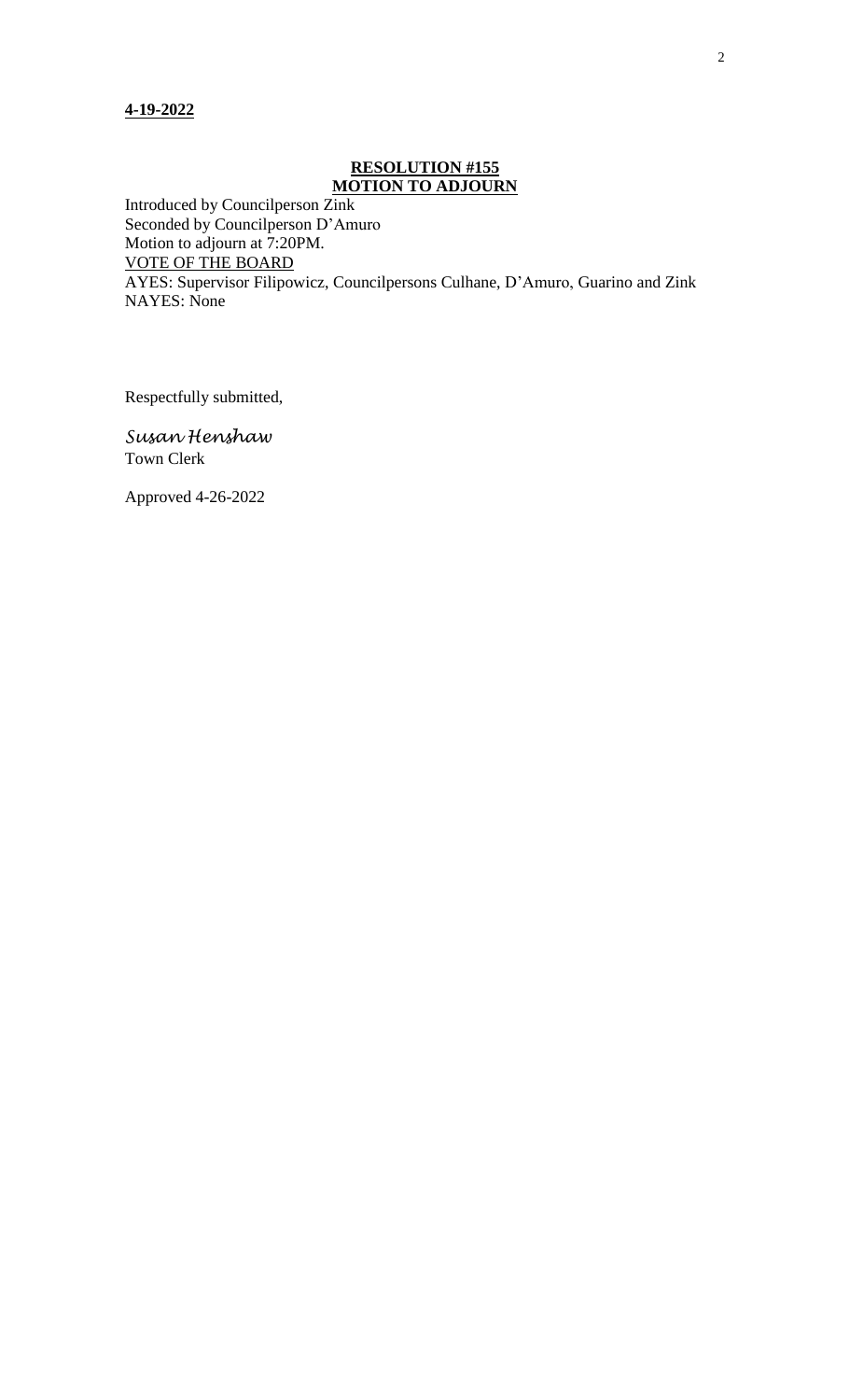**4-19-2022**

**RESOLUTION #155**
**MOTION TO ADJOURN**

Introduced by Councilperson Zink
Seconded by Councilperson D'Amuro
Motion to adjourn at 7:20PM.
VOTE OF THE BOARD
AYES: Supervisor Filipowicz, Councilpersons Culhane, D'Amuro, Guarino and Zink
NAYES: None

Respectfully submitted,

*Susan Henshaw*
Town Clerk

Approved 4-26-2022